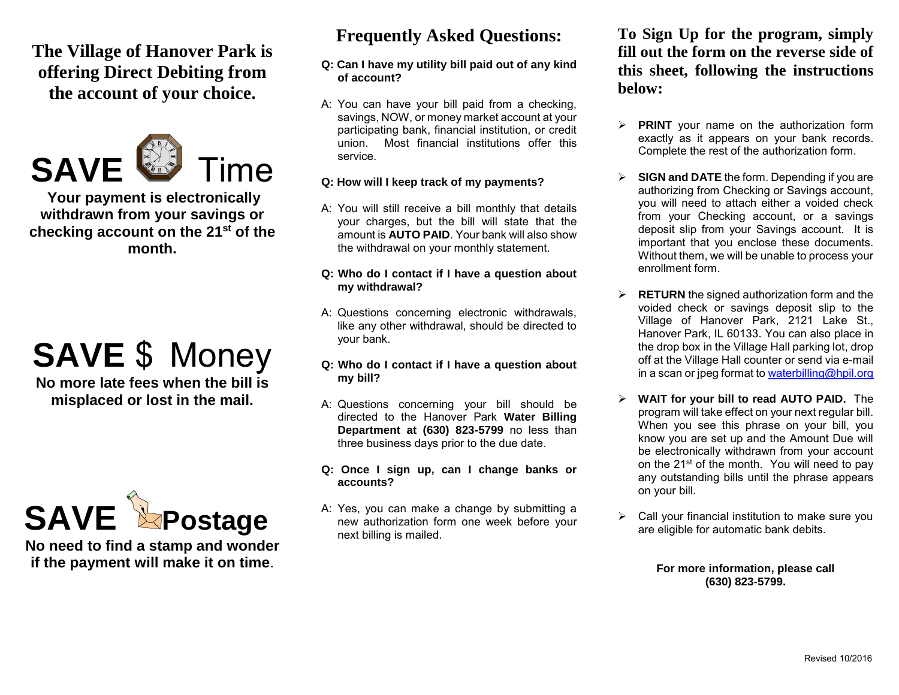## The Village of Hanover Park is offering Direct Debiting from the account of your choice.

**SAVE Time**

**Your payment is electronically withdrawn from your savings or checking account on the 21st of the month.**

**SAVE $ Money**

**No more late fees when the bill is misplaced or lost in the mail.**

**SAVE Postage**

**No need to find a stamp and wonder if the payment will make it on time**.

## Frequently Asked Questions:

**Q: Can I have my utility bill paid out of any kind of account?**

A: You can have your bill paid from a checking, savings, NOW, or money market account at your participating bank, financial institution, or credit union. Most financial institutions offer this service.

**Q: How will I keep track of my payments?**

A: You will still receive a bill monthly that details your charges, but the bill will state that the amount is **AUTO PAID**. Your bank will also show the withdrawal on your monthly statement.

**Q: Who do I contact if I have a question about my withdrawal?**

A: Questions concerning electronic withdrawals, like any other withdrawal, should be directed to your bank.

**Q: Who do I contact if I have a question about my bill?**

A: Questions concerning your bill should be directed to the Hanover Park **Water Billing Department at (630) 823-5799** no less than three business days prior to the due date.

**Q: Once I sign up, can I change banks or accounts?**

A: Yes, you can make a change by submitting a new authorization form one week before your next billing is mailed.

## To Sign Up for the program, simply fill out the form on the reverse side of this sheet, following the instructions below:

- **PRINT** your name on the authorization form exactly as it appears on your bank records. Complete the rest of the authorization form.
- **SIGN and DATE** the form. Depending if you are authorizing from Checking or Savings account, you will need to attach either a voided check from your Checking account, or a savings deposit slip from your Savings account. It is important that you enclose these documents. Without them, we will be unable to process your enrollment form.
- **RETURN** the signed authorization form and the voided check or savings deposit slip to the Village of Hanover Park, 2121 Lake St., Hanover Park, IL 60133. You can also place in the drop box in the Village Hall parking lot, drop off at the Village Hall counter or send via e-mail in a scan or jpeg format to waterbilling@hpil.org
- **WAIT for your bill to read AUTO PAID.** The program will take effect on your next regular bill. When you see this phrase on your bill, you know you are set up and the Amount Due will be electronically withdrawn from your account on the 21st of the month. You will need to pay any outstanding bills until the phrase appears on your bill.
- Call your financial institution to make sure you are eligible for automatic bank debits.

**For more information, please call (630) 823-5799.**

Revised 10/2016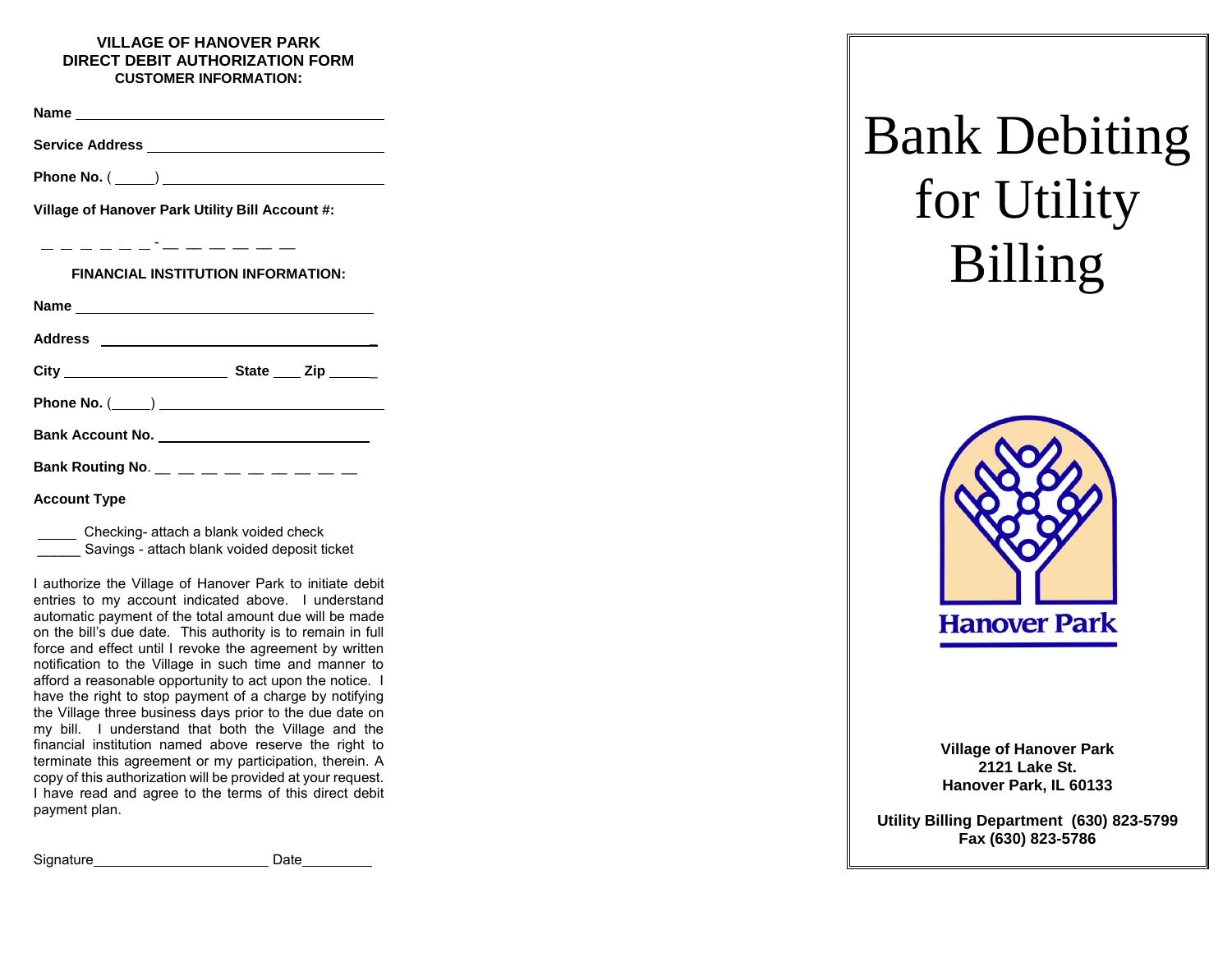**VILLAGE OF HANOVER PARK**
**DIRECT DEBIT AUTHORIZATION FORM**
**CUSTOMER INFORMATION:**

**Name** ________________________________________

**Service Address** ______________________________

**Phone No.** ( _____ ) ____________________________

**Village of Hanover Park Utility Bill Account #:**

_ _ _ _ _ _ - _ _ _ _ _ _ _

**FINANCIAL INSTITUTION INFORMATION:**

**Name** ________________________________________

**Address** ______________________________________

**City** _____________________ **State** ____ **Zip** ______

**Phone No.** ( _____ ) ____________________________

**Bank Account No.** ___________________________

**Bank Routing No**. _ _ _ _ _ _ _ _ _ _

**Account Type**

_____ Checking- attach a blank voided check
_____ Savings - attach blank voided deposit ticket

I authorize the Village of Hanover Park to initiate debit entries to my account indicated above. I understand automatic payment of the total amount due will be made on the bill's due date. This authority is to remain in full force and effect until I revoke the agreement by written notification to the Village in such time and manner to afford a reasonable opportunity to act upon the notice. I have the right to stop payment of a charge by notifying the Village three business days prior to the due date on my bill. I understand that both the Village and the financial institution named above reserve the right to terminate this agreement or my participation, therein. A copy of this authorization will be provided at your request. I have read and agree to the terms of this direct debit payment plan.

Signature________________________ Date__________

# Bank Debiting for Utility Billing

Hanover Park

**Village of Hanover Park**
**2121 Lake St.**
**Hanover Park, IL 60133**

**Utility Billing Department (630) 823-5799**
**Fax (630) 823-5786**